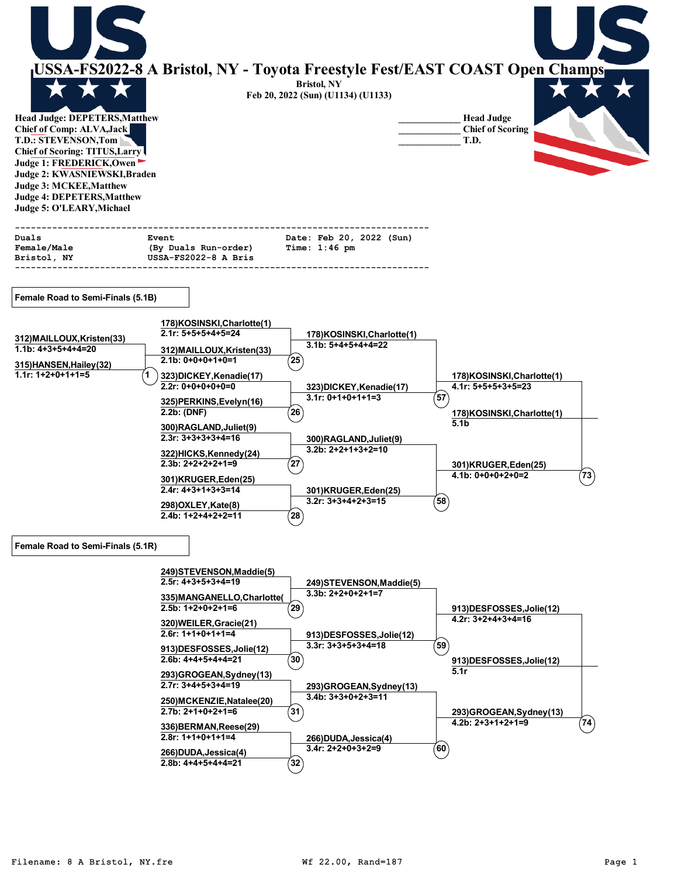# USSA-FS2022-8 A Bristol, NY - Toyota Freestyle Fest/EAST COAST Open Champs

Bristol, NY
Feb 20, 2022 (Sun) (U1134) (U1133)

**Head Judge: DEPETERS,Matthew**
**Chief of Comp: ALVA,Jack**
**T.D.: STEVENSON,Tom**
**Chief of Scoring: TITUS,Larry**
**Judge 1: FREDERICK,Owen**
**Judge 2: KWASNIEWSKI,Braden**
**Judge 3: MCKEE,Matthew**
**Judge 4: DEPETERS,Matthew**
**Judge 5: O'LEARY,Michael**

____________ Head Judge
____________ Chief of Scoring
____________ T.D.

```
---------------------------------------------------------------------------
Duals               Event                    Date: Feb 20, 2022 (Sun)
Female/Male         (By Duals Run-order)     Time: 1:46 pm
Bristol, NY         USSA-FS2022-8 A Bris
---------------------------------------------------------------------------
```

## Female Road to Semi-Finals (5.1B)

**Heat 1**
- 312)MAILLOUX,Kristen(33) — 1.1b: 4+3+5+4+4=20
- 315)HANSEN,Hailey(32) — 1.1r: 1+2+0+1+1=5

**Heat 25**
- 178)KOSINSKI,Charlotte(1) — 2.1r: 5+5+5+4+5=24
- 312)MAILLOUX,Kristen(33) — 2.1b: 0+0+0+1+0=1

**Heat 26**
- 323)DICKEY,Kenadie(17) — 2.2r: 0+0+0+0+0=0
- 325)PERKINS,Evelyn(16) — 2.2b: (DNF)

**Heat 27**
- 300)RAGLAND,Juliet(9) — 2.3r: 3+3+3+3+4=16
- 322)HICKS,Kennedy(24) — 2.3b: 2+2+2+2+1=9

**Heat 28**
- 301)KRUGER,Eden(25) — 2.4r: 4+3+1+3+3=14
- 298)OXLEY,Kate(8) — 2.4b: 1+2+4+2+2=11

**Heat 57**
- 178)KOSINSKI,Charlotte(1) — 3.1b: 5+4+5+4+4=22
- 323)DICKEY,Kenadie(17) — 3.1r: 0+1+0+1+1=3

**Heat 58**
- 300)RAGLAND,Juliet(9) — 3.2b: 2+2+1+3+2=10
- 301)KRUGER,Eden(25) — 3.2r: 3+3+4+2+3=15

**Heat 73**
- 178)KOSINSKI,Charlotte(1) — 4.1r: 5+5+5+3+5=23
- 301)KRUGER,Eden(25) — 4.1b: 0+0+0+2+0=2

**Advances:** 178)KOSINSKI,Charlotte(1) — 5.1b

## Female Road to Semi-Finals (5.1R)

**Heat 29**
- 249)STEVENSON,Maddie(5) — 2.5r: 4+3+5+3+4=19
- 335)MANGANELLO,Charlotte( — 2.5b: 1+2+0+2+1=6

**Heat 30**
- 320)WEILER,Gracie(21) — 2.6r: 1+1+0+1+1=4
- 913)DESFOSSES,Jolie(12) — 2.6b: 4+4+5+4+4=21

**Heat 31**
- 293)GROGEAN,Sydney(13) — 2.7r: 3+4+5+3+4=19
- 250)MCKENZIE,Natalee(20) — 2.7b: 2+1+0+2+1=6

**Heat 32**
- 336)BERMAN,Reese(29) — 2.8r: 1+1+0+1+1=4
- 266)DUDA,Jessica(4) — 2.8b: 4+4+5+4+4=21

**Heat 59**
- 249)STEVENSON,Maddie(5) — 3.3b: 2+2+0+2+1=7
- 913)DESFOSSES,Jolie(12) — 3.3r: 3+3+5+3+4=18

**Heat 60**
- 293)GROGEAN,Sydney(13) — 3.4b: 3+3+0+2+3=11
- 266)DUDA,Jessica(4) — 3.4r: 2+2+0+3+2=9

**Heat 74**
- 913)DESFOSSES,Jolie(12) — 4.2r: 3+2+4+3+4=16
- 293)GROGEAN,Sydney(13) — 4.2b: 2+3+1+2+1=9

**Advances:** 913)DESFOSSES,Jolie(12) — 5.1r

```
Filename: 8 A Bristol, NY.fre          Wf 22.00, Rand=187
```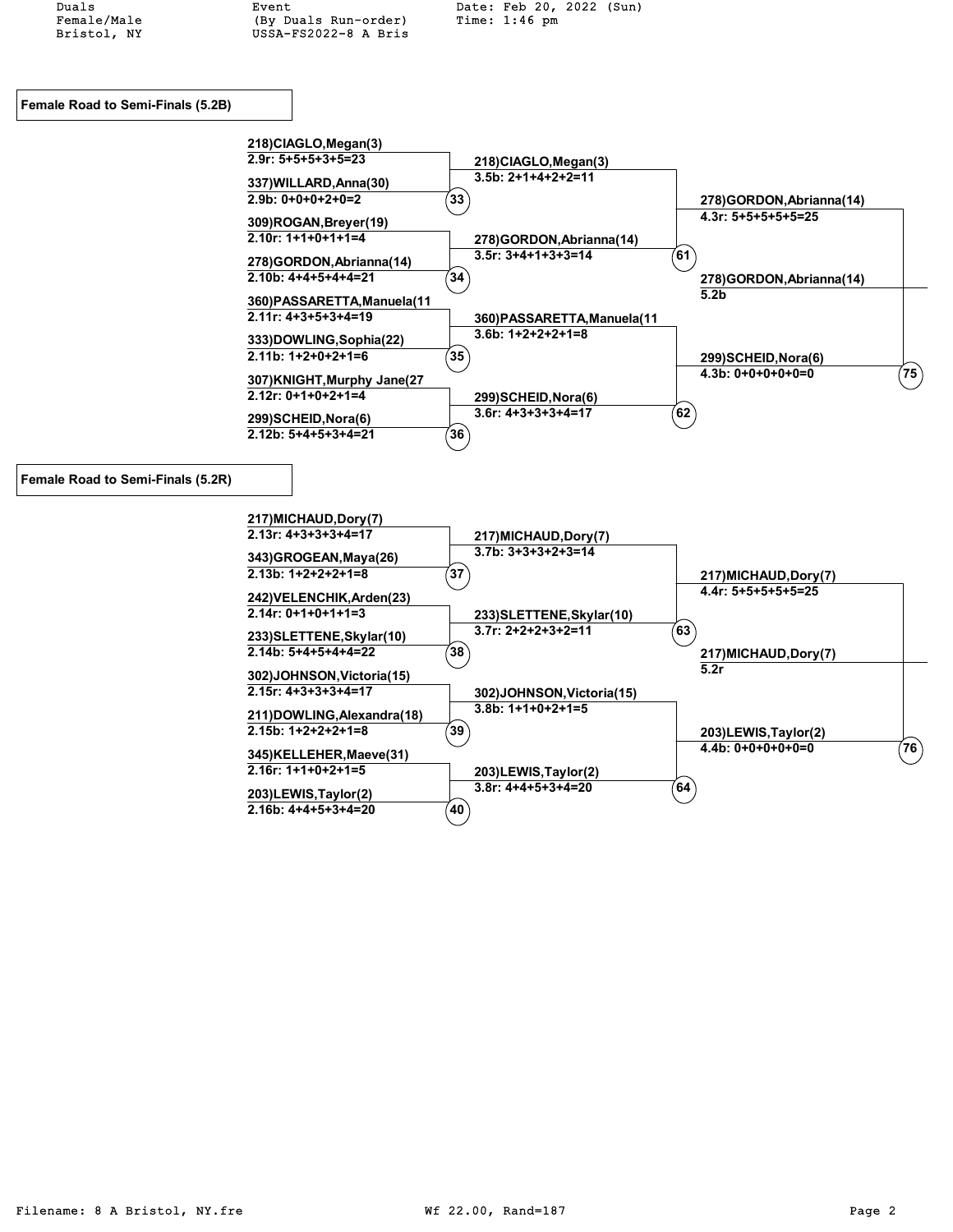Duals Female/Male Bristol, NY

Event (By Duals Run-order) USSA-FS2022-8 A Bris

Date: Feb 20, 2022 (Sun) Time: 1:46 pm

## Female Road to Semi-Finals (5.2B)

**Round 1**

- 218)CIAGLO,Megan(3) — 2.9r: 5+5+5+3+5=23
- 337)WILLARD,Anna(30) — 2.9b: 0+0+0+2+0=2
- (33)
- 309)ROGAN,Breyer(19) — 2.10r: 1+1+0+1+1=4
- 278)GORDON,Abrianna(14) — 2.10b: 4+4+5+4+4=21
- (34)
- 360)PASSARETTA,Manuela(11 — 2.11r: 4+3+5+3+4=19
- 333)DOWLING,Sophia(22) — 2.11b: 1+2+0+2+1=6
- (35)
- 307)KNIGHT,Murphy Jane(27 — 2.12r: 0+1+0+2+1=4
- 299)SCHEID,Nora(6) — 2.12b: 5+4+5+3+4=21
- (36)

**Round 2**

- 218)CIAGLO,Megan(3) — 3.5b: 2+1+4+2+2=11
- 278)GORDON,Abrianna(14) — 3.5r: 3+4+1+3+3=14
- (61)
- 360)PASSARETTA,Manuela(11 — 3.6b: 1+2+2+2+1=8
- 299)SCHEID,Nora(6) — 3.6r: 4+3+3+3+4=17
- (62)

**Round 3**

- 278)GORDON,Abrianna(14) — 4.3r: 5+5+5+5+5=25
- 299)SCHEID,Nora(6) — 4.3b: 0+0+0+0+0=0
- (75)

**Advances:** 278)GORDON,Abrianna(14) — 5.2b

## Female Road to Semi-Finals (5.2R)

**Round 1**

- 217)MICHAUD,Dory(7) — 2.13r: 4+3+3+3+4=17
- 343)GROGEAN,Maya(26) — 2.13b: 1+2+2+2+1=8
- (37)
- 242)VELENCHIK,Arden(23) — 2.14r: 0+1+0+1+1=3
- 233)SLETTENE,Skylar(10) — 2.14b: 5+4+5+4+4=22
- (38)
- 302)JOHNSON,Victoria(15) — 2.15r: 4+3+3+3+4=17
- 211)DOWLING,Alexandra(18) — 2.15b: 1+2+2+2+1=8
- (39)
- 345)KELLEHER,Maeve(31) — 2.16r: 1+1+0+2+1=5
- 203)LEWIS,Taylor(2) — 2.16b: 4+4+5+3+4=20
- (40)

**Round 2**

- 217)MICHAUD,Dory(7) — 3.7b: 3+3+3+2+3=14
- 233)SLETTENE,Skylar(10) — 3.7r: 2+2+2+3+2=11
- (63)
- 302)JOHNSON,Victoria(15) — 3.8b: 1+1+0+2+1=5
- 203)LEWIS,Taylor(2) — 3.8r: 4+4+5+3+4=20
- (64)

**Round 3**

- 217)MICHAUD,Dory(7) — 4.4r: 5+5+5+5+5=25
- 203)LEWIS,Taylor(2) — 4.4b: 0+0+0+0+0=0
- (76)

**Advances:** 217)MICHAUD,Dory(7) — 5.2r

Filename: 8 A Bristol, NY.fre Wf 22.00, Rand=187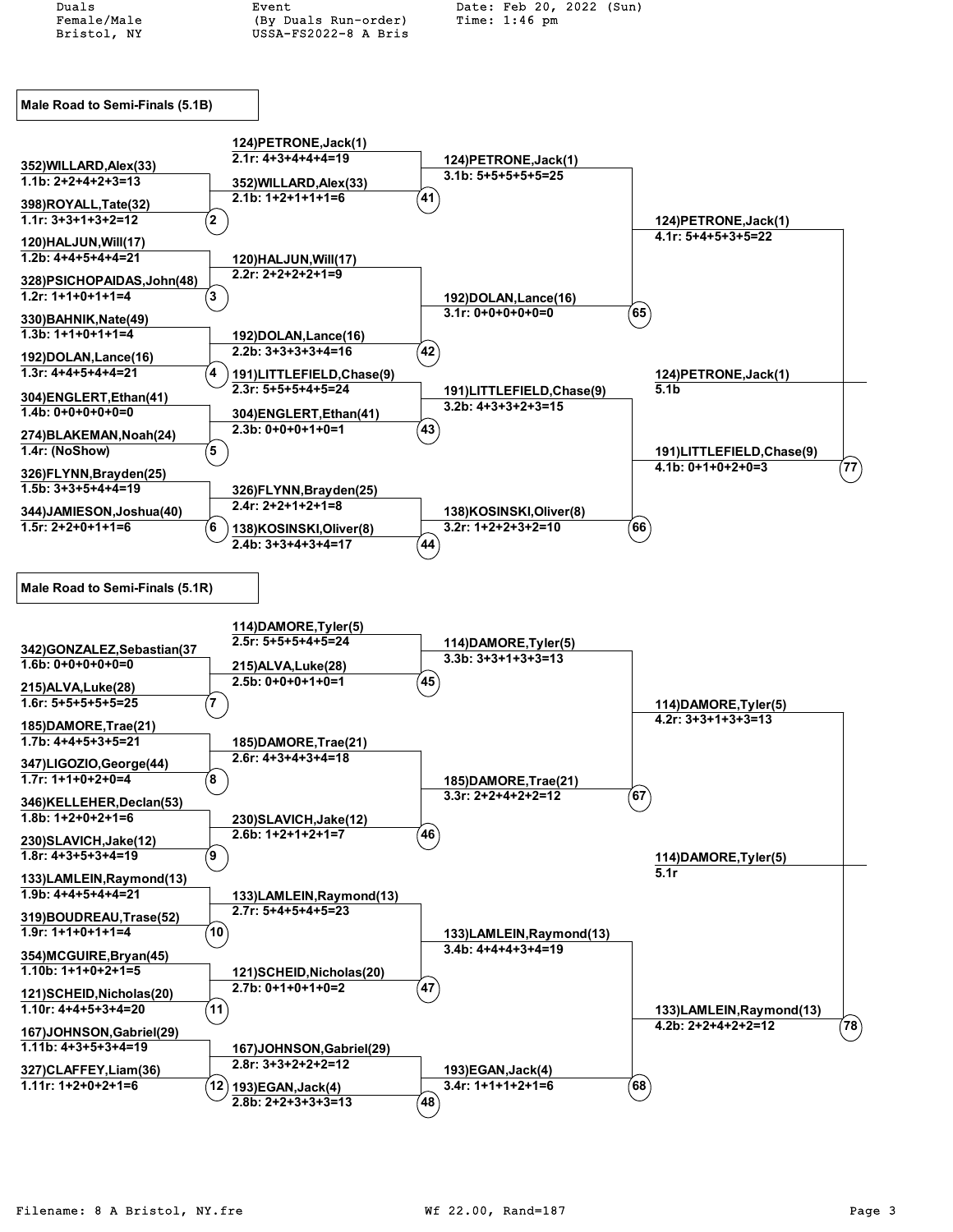Duals
Female/Male
Bristol, NY

Event
(By Duals Run-order)
USSA-FS2022-8 A Bris

Date: Feb 20, 2022 (Sun)
Time: 1:46 pm

## Male Road to Semi-Finals (5.1B)

### Round 1

| Heat | Competitor | Score |
|---|---|---|
| 2 | 352)WILLARD,Alex(33) | 1.1b: 2+2+4+2+3=13 |
| | 398)ROYALL,Tate(32) | 1.1r: 3+3+1+3+2=12 |
| 3 | 120)HALJUN,Will(17) | 1.2b: 4+4+5+4+4=21 |
| | 328)PSICHOPAIDAS,John(48) | 1.2r: 1+1+0+1+1=4 |
| 4 | 330)BAHNIK,Nate(49) | 1.3b: 1+1+0+1+1=4 |
| | 192)DOLAN,Lance(16) | 1.3r: 4+4+5+4+4=21 |
| 5 | 304)ENGLERT,Ethan(41) | 1.4b: 0+0+0+0+0=0 |
| | 274)BLAKEMAN,Noah(24) | 1.4r: (NoShow) |
| 6 | 326)FLYNN,Brayden(25) | 1.5b: 3+3+5+4+4=19 |
| | 344)JAMIESON,Joshua(40) | 1.5r: 2+2+0+1+1=6 |

### Round 2

| Heat | Competitor | Score |
|---|---|---|
| 41 | 124)PETRONE,Jack(1) | 2.1r: 4+3+4+4+4=19 |
| | 352)WILLARD,Alex(33) | 2.1b: 1+2+1+1+1=6 |
| 42 | 120)HALJUN,Will(17) | 2.2r: 2+2+2+2+1=9 |
| | 192)DOLAN,Lance(16) | 2.2b: 3+3+3+3+4=16 |
| 43 | 191)LITTLEFIELD,Chase(9) | 2.3r: 5+5+5+4+5=24 |
| | 304)ENGLERT,Ethan(41) | 2.3b: 0+0+0+1+0=1 |
| 44 | 326)FLYNN,Brayden(25) | 2.4r: 2+2+1+2+1=8 |
| | 138)KOSINSKI,Oliver(8) | 2.4b: 3+3+4+3+4=17 |

### Round 3

| Heat | Competitor | Score |
|---|---|---|
| 65 | 124)PETRONE,Jack(1) | 3.1b: 5+5+5+5+5=25 |
| | 192)DOLAN,Lance(16) | 3.1r: 0+0+0+0+0=0 |
| 66 | 191)LITTLEFIELD,Chase(9) | 3.2b: 4+3+3+2+3=15 |
| | 138)KOSINSKI,Oliver(8) | 3.2r: 1+2+2+3+2=10 |

### Round 4

| Heat | Competitor | Score |
|---|---|---|
| 77 | 124)PETRONE,Jack(1) | 4.1r: 5+4+5+3+5=22 |
| | 191)LITTLEFIELD,Chase(9) | 4.1b: 0+1+0+2+0=3 |

**Advances:** 124)PETRONE,Jack(1) — 5.1b

## Male Road to Semi-Finals (5.1R)

### Round 1

| Heat | Competitor | Score |
|---|---|---|
| 7 | 342)GONZALEZ,Sebastian(37 | 1.6b: 0+0+0+0+0=0 |
| | 215)ALVA,Luke(28) | 1.6r: 5+5+5+5+5=25 |
| 8 | 185)DAMORE,Trae(21) | 1.7b: 4+4+5+3+5=21 |
| | 347)LIGOZIO,George(44) | 1.7r: 1+1+0+2+0=4 |
| 9 | 346)KELLEHER,Declan(53) | 1.8b: 1+2+0+2+1=6 |
| | 230)SLAVICH,Jake(12) | 1.8r: 4+3+5+3+4=19 |
| 10 | 133)LAMLEIN,Raymond(13) | 1.9b: 4+4+5+4+4=21 |
| | 319)BOUDREAU,Trase(52) | 1.9r: 1+1+0+1+1=4 |
| 11 | 354)MCGUIRE,Bryan(45) | 1.10b: 1+1+0+2+1=5 |
| | 121)SCHEID,Nicholas(20) | 1.10r: 4+4+5+3+4=20 |
| 12 | 167)JOHNSON,Gabriel(29) | 1.11b: 4+3+5+3+4=19 |
| | 327)CLAFFEY,Liam(36) | 1.11r: 1+2+0+2+1=6 |

### Round 2

| Heat | Competitor | Score |
|---|---|---|
| 45 | 114)DAMORE,Tyler(5) | 2.5r: 5+5+5+4+5=24 |
| | 215)ALVA,Luke(28) | 2.5b: 0+0+0+1+0=1 |
| 46 | 185)DAMORE,Trae(21) | 2.6r: 4+3+4+3+4=18 |
| | 230)SLAVICH,Jake(12) | 2.6b: 1+2+1+2+1=7 |
| 47 | 133)LAMLEIN,Raymond(13) | 2.7r: 5+4+5+4+5=23 |
| | 121)SCHEID,Nicholas(20) | 2.7b: 0+1+0+1+0=2 |
| 48 | 167)JOHNSON,Gabriel(29) | 2.8r: 3+3+2+2+2=12 |
| | 193)EGAN,Jack(4) | 2.8b: 2+2+3+3+3=13 |

### Round 3

| Heat | Competitor | Score |
|---|---|---|
| 67 | 114)DAMORE,Tyler(5) | 3.3b: 3+3+1+3+3=13 |
| | 185)DAMORE,Trae(21) | 3.3r: 2+2+4+2+2=12 |
| 68 | 133)LAMLEIN,Raymond(13) | 3.4b: 4+4+4+3+4=19 |
| | 193)EGAN,Jack(4) | 3.4r: 1+1+1+2+1=6 |

### Round 4

| Heat | Competitor | Score |
|---|---|---|
| 78 | 114)DAMORE,Tyler(5) | 4.2r: 3+3+1+3+3=13 |
| | 133)LAMLEIN,Raymond(13) | 4.2b: 2+2+4+2+2=12 |

**Advances:** 114)DAMORE,Tyler(5) — 5.1r

Filename: 8 A Bristol, NY.fre    Wf 22.00, Rand=187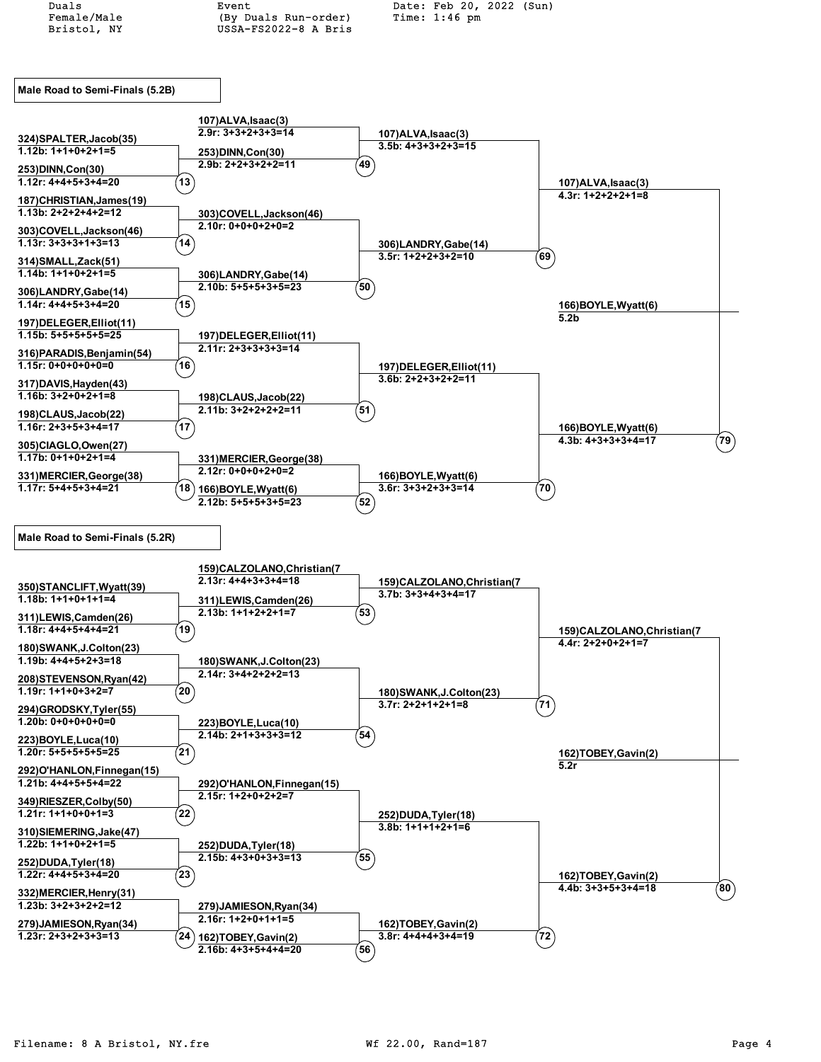Duals
Female/Male
Bristol, NY

Event
(By Duals Run-order)
USSA-FS2022-8 A Bris

Date: Feb 20, 2022 (Sun)
Time: 1:46 pm

## Male Road to Semi-Finals (5.2B)

### Round 1

| Match | Competitor | Score |
|---|---|---|
| 13 | 324)SPALTER,Jacob(35) | 1.12b: 1+1+0+2+1=5 |
| | 253)DINN,Con(30) | 1.12r: 4+4+5+3+4=20 |
| 14 | 187)CHRISTIAN,James(19) | 1.13b: 2+2+2+4+2=12 |
| | 303)COVELL,Jackson(46) | 1.13r: 3+3+3+1+3=13 |
| 15 | 314)SMALL,Zack(51) | 1.14b: 1+1+0+2+1=5 |
| | 306)LANDRY,Gabe(14) | 1.14r: 4+4+5+3+4=20 |
| 16 | 197)DELEGER,Elliot(11) | 1.15b: 5+5+5+5+5=25 |
| | 316)PARADIS,Benjamin(54) | 1.15r: 0+0+0+0+0=0 |
| 17 | 317)DAVIS,Hayden(43) | 1.16b: 3+2+0+2+1=8 |
| | 198)CLAUS,Jacob(22) | 1.16r: 2+3+5+3+4=17 |
| 18 | 305)CIAGLO,Owen(27) | 1.17b: 0+1+0+2+1=4 |
| | 331)MERCIER,George(38) | 1.17r: 5+4+5+3+4=21 |

### Round 2

| Match | Competitor | Score |
|---|---|---|
| 49 | 107)ALVA,Isaac(3) | 2.9r: 3+3+2+3+3=14 |
| | 253)DINN,Con(30) | 2.9b: 2+2+3+2+2=11 |
| 50 | 303)COVELL,Jackson(46) | 2.10r: 0+0+0+2+0=2 |
| | 306)LANDRY,Gabe(14) | 2.10b: 5+5+5+3+5=23 |
| 51 | 197)DELEGER,Elliot(11) | 2.11r: 2+3+3+3+3=14 |
| | 198)CLAUS,Jacob(22) | 2.11b: 3+2+2+2+2=11 |
| 52 | 331)MERCIER,George(38) | 2.12r: 0+0+0+2+0=2 |
| | 166)BOYLE,Wyatt(6) | 2.12b: 5+5+5+3+5=23 |

### Round 3

| Match | Competitor | Score |
|---|---|---|
| 69 | 107)ALVA,Isaac(3) | 3.5b: 4+3+3+2+3=15 |
| | 306)LANDRY,Gabe(14) | 3.5r: 1+2+2+3+2=10 |
| 70 | 197)DELEGER,Elliot(11) | 3.6b: 2+2+3+2+2=11 |
| | 166)BOYLE,Wyatt(6) | 3.6r: 3+3+2+3+3=14 |

### Round 4

| Match | Competitor | Score |
|---|---|---|
| 79 | 107)ALVA,Isaac(3) | 4.3r: 1+2+2+2+1=8 |
| | 166)BOYLE,Wyatt(6) | 4.3b: 4+3+3+3+4=17 |

**Advances:** 166)BOYLE,Wyatt(6) — 5.2b

## Male Road to Semi-Finals (5.2R)

### Round 1

| Match | Competitor | Score |
|---|---|---|
| 19 | 350)STANCLIFT,Wyatt(39) | 1.18b: 1+1+0+1+1=4 |
| | 311)LEWIS,Camden(26) | 1.18r: 4+4+5+4+4=21 |
| 20 | 180)SWANK,J.Colton(23) | 1.19b: 4+4+5+2+3=18 |
| | 208)STEVENSON,Ryan(42) | 1.19r: 1+1+0+3+2=7 |
| 21 | 294)GRODSKY,Tyler(55) | 1.20b: 0+0+0+0+0=0 |
| | 223)BOYLE,Luca(10) | 1.20r: 5+5+5+5+5=25 |
| 22 | 292)O'HANLON,Finnegan(15) | 1.21b: 4+4+5+5+4=22 |
| | 349)RIESZER,Colby(50) | 1.21r: 1+1+0+0+1=3 |
| 23 | 310)SIEMERING,Jake(47) | 1.22b: 1+1+0+2+1=5 |
| | 252)DUDA,Tyler(18) | 1.22r: 4+4+5+3+4=20 |
| 24 | 332)MERCIER,Henry(31) | 1.23b: 3+2+3+2+2=12 |
| | 279)JAMIESON,Ryan(34) | 1.23r: 2+3+2+3+3=13 |

### Round 2

| Match | Competitor | Score |
|---|---|---|
| 53 | 159)CALZOLANO,Christian(7 | 2.13r: 4+4+3+3+4=18 |
| | 311)LEWIS,Camden(26) | 2.13b: 1+1+2+2+1=7 |
| 54 | 180)SWANK,J.Colton(23) | 2.14r: 3+4+2+2+2=13 |
| | 223)BOYLE,Luca(10) | 2.14b: 2+1+3+3+3=12 |
| 55 | 292)O'HANLON,Finnegan(15) | 2.15r: 1+2+0+2+2=7 |
| | 252)DUDA,Tyler(18) | 2.15b: 4+3+0+3+3=13 |
| 56 | 279)JAMIESON,Ryan(34) | 2.16r: 1+2+0+1+1=5 |
| | 162)TOBEY,Gavin(2) | 2.16b: 4+3+5+4+4=20 |

### Round 3

| Match | Competitor | Score |
|---|---|---|
| 71 | 159)CALZOLANO,Christian(7 | 3.7b: 3+3+4+3+4=17 |
| | 180)SWANK,J.Colton(23) | 3.7r: 2+2+1+2+1=8 |
| 72 | 252)DUDA,Tyler(18) | 3.8b: 1+1+1+2+1=6 |
| | 162)TOBEY,Gavin(2) | 3.8r: 4+4+4+3+4=19 |

### Round 4

| Match | Competitor | Score |
|---|---|---|
| 80 | 159)CALZOLANO,Christian(7 | 4.4r: 2+2+0+2+1=7 |
| | 162)TOBEY,Gavin(2) | 4.4b: 3+3+5+3+4=18 |

**Advances:** 162)TOBEY,Gavin(2) — 5.2r

Filename: 8 A Bristol, NY.fre    Wf 22.00, Rand=187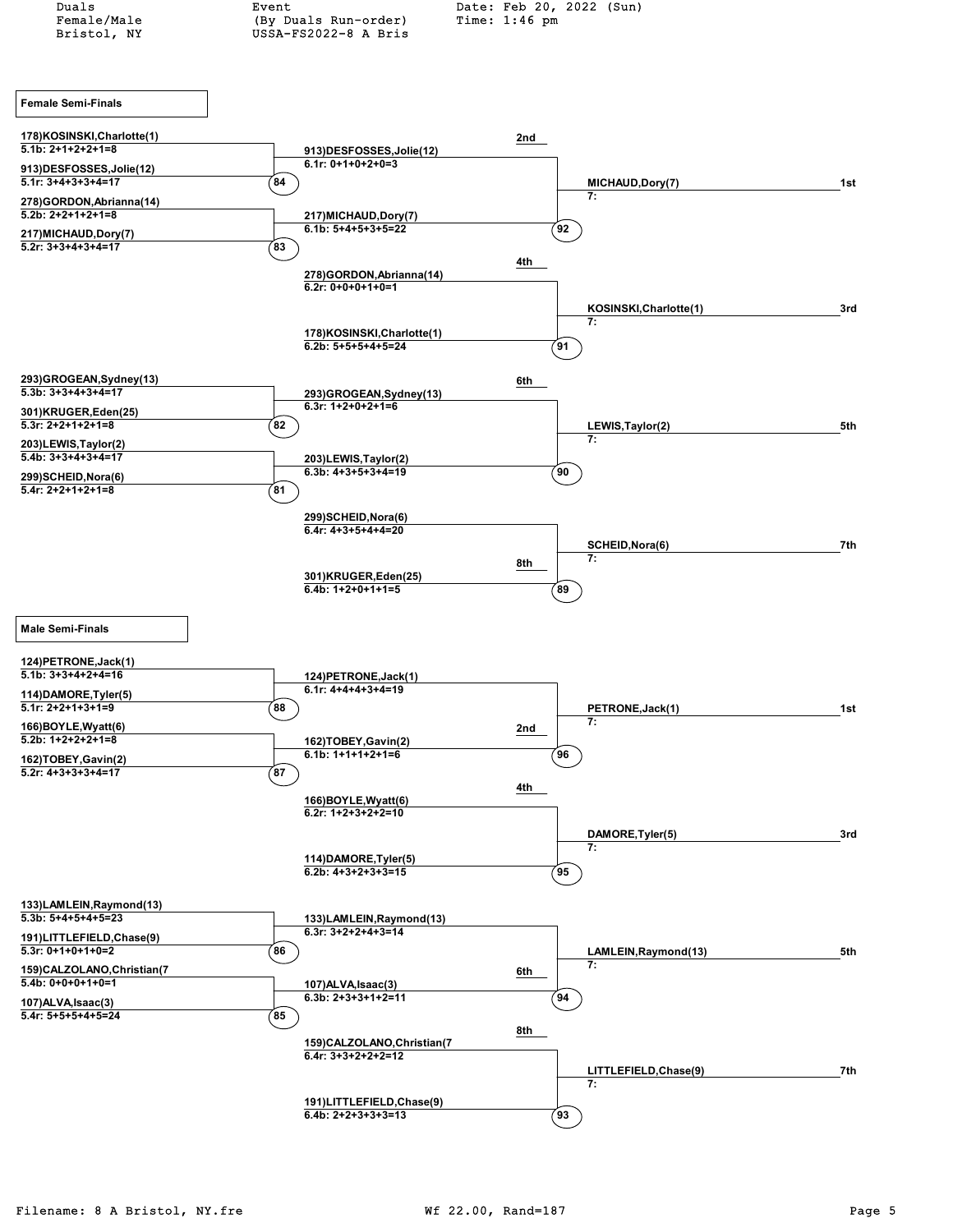Duals
Female/Male
Bristol, NY

Event
(By Duals Run-order)
USSA-FS2022-8 A Bris

Date: Feb 20, 2022 (Sun)
Time: 1:46 pm

## Female Semi-Finals

178)KOSINSKI,Charlotte(1)
5.1b: 2+1+2+2+1=8

913)DESFOSSES,Jolie(12)
5.1r: 3+4+3+3+4=17

84

278)GORDON,Abrianna(14)
5.2b: 2+2+1+2+1=8

217)MICHAUD,Dory(7)
5.2r: 3+3+4+3+4=17

83

913)DESFOSSES,Jolie(12) — 2nd
6.1r: 0+1+0+2+0=3

217)MICHAUD,Dory(7)
6.1b: 5+4+5+3+5=22

92

MICHAUD,Dory(7) — 1st
7:

278)GORDON,Abrianna(14) — 4th
6.2r: 0+0+0+1+0=1

178)KOSINSKI,Charlotte(1)
6.2b: 5+5+5+4+5=24

91

KOSINSKI,Charlotte(1) — 3rd
7:

293)GROGEAN,Sydney(13)
5.3b: 3+3+4+3+4=17

301)KRUGER,Eden(25)
5.3r: 2+2+1+2+1=8

82

203)LEWIS,Taylor(2)
5.4b: 3+3+4+3+4=17

299)SCHEID,Nora(6)
5.4r: 2+2+1+2+1=8

81

293)GROGEAN,Sydney(13) — 6th
6.3r: 1+2+0+2+1=6

203)LEWIS,Taylor(2)
6.3b: 4+3+5+3+4=19

90

LEWIS,Taylor(2) — 5th
7:

299)SCHEID,Nora(6)
6.4r: 4+3+5+4+4=20

301)KRUGER,Eden(25) — 8th
6.4b: 1+2+0+1+1=5

89

SCHEID,Nora(6) — 7th
7:

## Male Semi-Finals

124)PETRONE,Jack(1)
5.1b: 3+3+4+2+4=16

114)DAMORE,Tyler(5)
5.1r: 2+2+1+3+1=9

88

166)BOYLE,Wyatt(6)
5.2b: 1+2+2+2+1=8

162)TOBEY,Gavin(2)
5.2r: 4+3+3+3+4=17

87

124)PETRONE,Jack(1)
6.1r: 4+4+4+3+4=19

162)TOBEY,Gavin(2) — 2nd
6.1b: 1+1+1+2+1=6

96

PETRONE,Jack(1) — 1st
7:

166)BOYLE,Wyatt(6) — 4th
6.2r: 1+2+3+2+2=10

114)DAMORE,Tyler(5)
6.2b: 4+3+2+3+3=15

95

DAMORE,Tyler(5) — 3rd
7:

133)LAMLEIN,Raymond(13)
5.3b: 5+4+5+4+5=23

191)LITTLEFIELD,Chase(9)
5.3r: 0+1+0+1+0=2

86

159)CALZOLANO,Christian(7
5.4b: 0+0+0+1+0=1

107)ALVA,Isaac(3)
5.4r: 5+5+5+4+5=24

85

133)LAMLEIN,Raymond(13)
6.3r: 3+2+2+4+3=14

107)ALVA,Isaac(3) — 6th
6.3b: 2+3+3+1+2=11

94

LAMLEIN,Raymond(13) — 5th
7:

159)CALZOLANO,Christian(7 — 8th
6.4r: 3+3+2+2+2=12

191)LITTLEFIELD,Chase(9)
6.4b: 2+2+3+3+3=13

93

LITTLEFIELD,Chase(9) — 7th
7:

Filename: 8 A Bristol, NY.fre

Wf 22.00, Rand=187